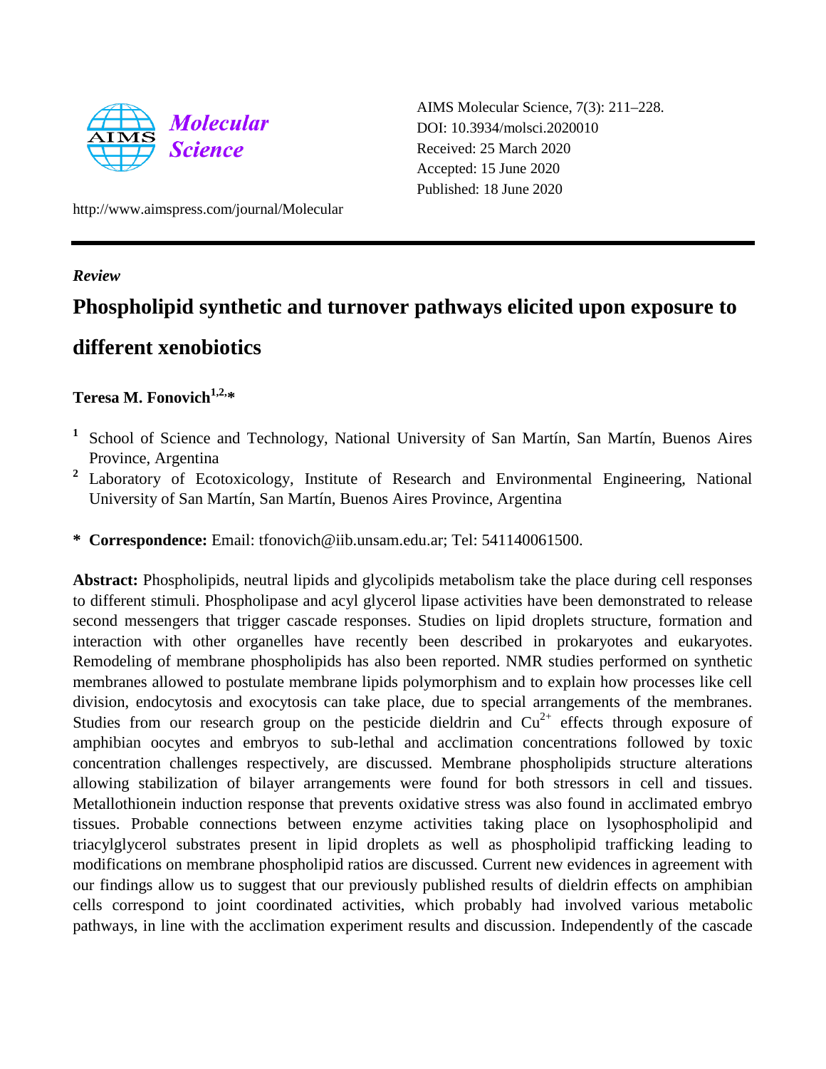AIMS Molecular Science, 7(3): 211–228.
DOI: 10.3934/molsci.2020010
Received: 25 March 2020
Accepted: 15 June 2020
Published: 18 June 2020

http://www.aimspress.com/journal/Molecular

***Review***

# Phospholipid synthetic and turnover pathways elicited upon exposure to different xenobiotics

**Teresa M. Fonovich[1,2,*]**

[1] School of Science and Technology, National University of San Martín, San Martín, Buenos Aires Province, Argentina

[2] Laboratory of Ecotoxicology, Institute of Research and Environmental Engineering, National University of San Martín, San Martín, Buenos Aires Province, Argentina

**\* Correspondence:** Email: tfonovich@iib.unsam.edu.ar; Tel: 541140061500.

**Abstract:** Phospholipids, neutral lipids and glycolipids metabolism take the place during cell responses to different stimuli. Phospholipase and acyl glycerol lipase activities have been demonstrated to release second messengers that trigger cascade responses. Studies on lipid droplets structure, formation and interaction with other organelles have recently been described in prokaryotes and eukaryotes. Remodeling of membrane phospholipids has also been reported. NMR studies performed on synthetic membranes allowed to postulate membrane lipids polymorphism and to explain how processes like cell division, endocytosis and exocytosis can take place, due to special arrangements of the membranes. Studies from our research group on the pesticide dieldrin and $Cu^{2+}$ effects through exposure of amphibian oocytes and embryos to sub-lethal and acclimation concentrations followed by toxic concentration challenges respectively, are discussed. Membrane phospholipids structure alterations allowing stabilization of bilayer arrangements were found for both stressors in cell and tissues. Metallothionein induction response that prevents oxidative stress was also found in acclimated embryo tissues. Probable connections between enzyme activities taking place on lysophospholipid and triacylglycerol substrates present in lipid droplets as well as phospholipid trafficking leading to modifications on membrane phospholipid ratios are discussed. Current new evidences in agreement with our findings allow us to suggest that our previously published results of dieldrin effects on amphibian cells correspond to joint coordinated activities, which probably had involved various metabolic pathways, in line with the acclimation experiment results and discussion. Independently of the cascade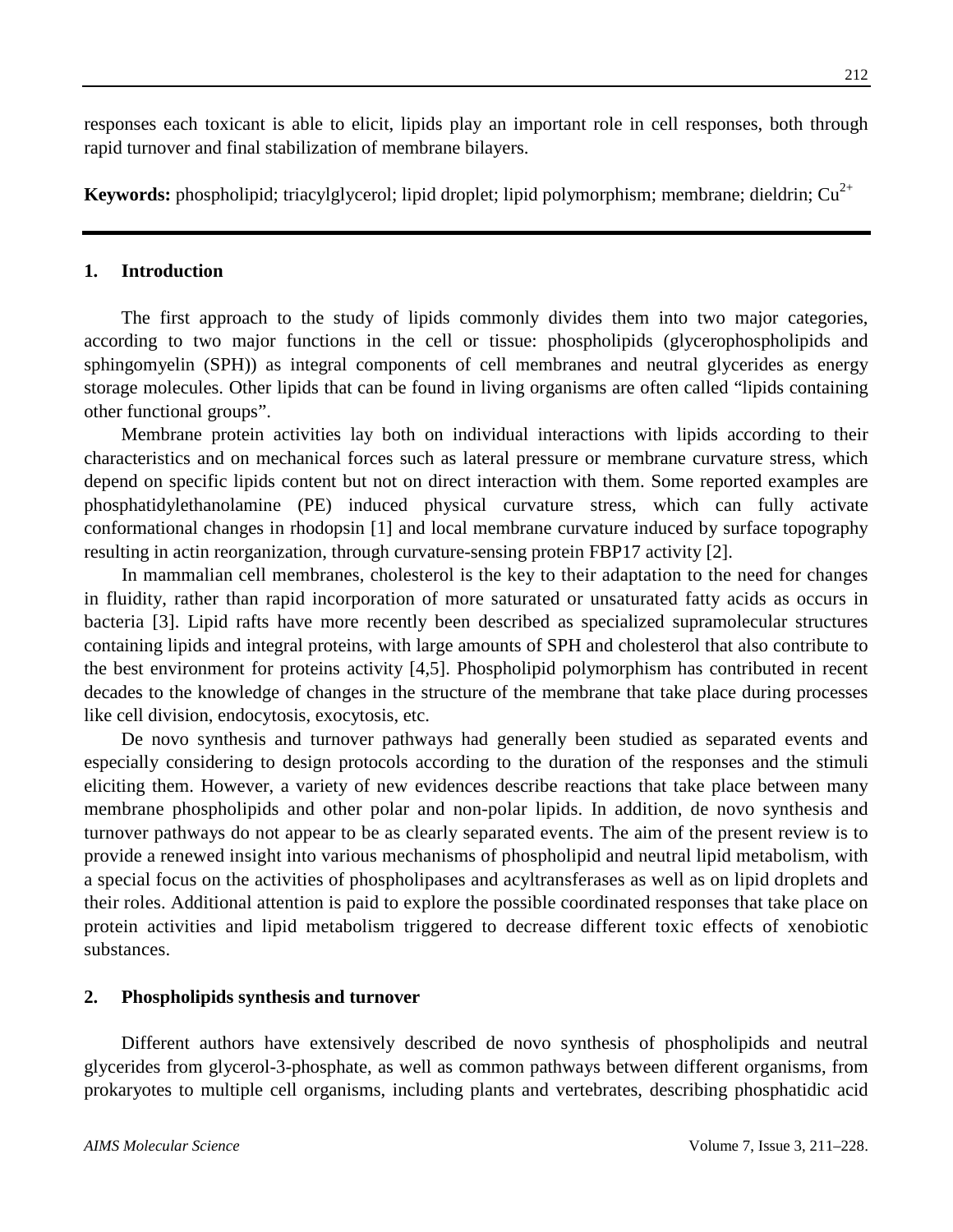responses each toxicant is able to elicit, lipids play an important role in cell responses, both through rapid turnover and final stabilization of membrane bilayers.

**Keywords:** phospholipid; triacylglycerol; lipid droplet; lipid polymorphism; membrane; dieldrin; $Cu^{2+}$

## 1. Introduction

The first approach to the study of lipids commonly divides them into two major categories, according to two major functions in the cell or tissue: phospholipids (glycerophospholipids and sphingomyelin (SPH)) as integral components of cell membranes and neutral glycerides as energy storage molecules. Other lipids that can be found in living organisms are often called "lipids containing other functional groups".

Membrane protein activities lay both on individual interactions with lipids according to their characteristics and on mechanical forces such as lateral pressure or membrane curvature stress, which depend on specific lipids content but not on direct interaction with them. Some reported examples are phosphatidylethanolamine (PE) induced physical curvature stress, which can fully activate conformational changes in rhodopsin [1] and local membrane curvature induced by surface topography resulting in actin reorganization, through curvature-sensing protein FBP17 activity [2].

In mammalian cell membranes, cholesterol is the key to their adaptation to the need for changes in fluidity, rather than rapid incorporation of more saturated or unsaturated fatty acids as occurs in bacteria [3]. Lipid rafts have more recently been described as specialized supramolecular structures containing lipids and integral proteins, with large amounts of SPH and cholesterol that also contribute to the best environment for proteins activity [4,5]. Phospholipid polymorphism has contributed in recent decades to the knowledge of changes in the structure of the membrane that take place during processes like cell division, endocytosis, exocytosis, etc.

De novo synthesis and turnover pathways had generally been studied as separated events and especially considering to design protocols according to the duration of the responses and the stimuli eliciting them. However, a variety of new evidences describe reactions that take place between many membrane phospholipids and other polar and non-polar lipids. In addition, de novo synthesis and turnover pathways do not appear to be as clearly separated events. The aim of the present review is to provide a renewed insight into various mechanisms of phospholipid and neutral lipid metabolism, with a special focus on the activities of phospholipases and acyltransferases as well as on lipid droplets and their roles. Additional attention is paid to explore the possible coordinated responses that take place on protein activities and lipid metabolism triggered to decrease different toxic effects of xenobiotic substances.

## 2. Phospholipids synthesis and turnover

Different authors have extensively described de novo synthesis of phospholipids and neutral glycerides from glycerol-3-phosphate, as well as common pathways between different organisms, from prokaryotes to multiple cell organisms, including plants and vertebrates, describing phosphatidic acid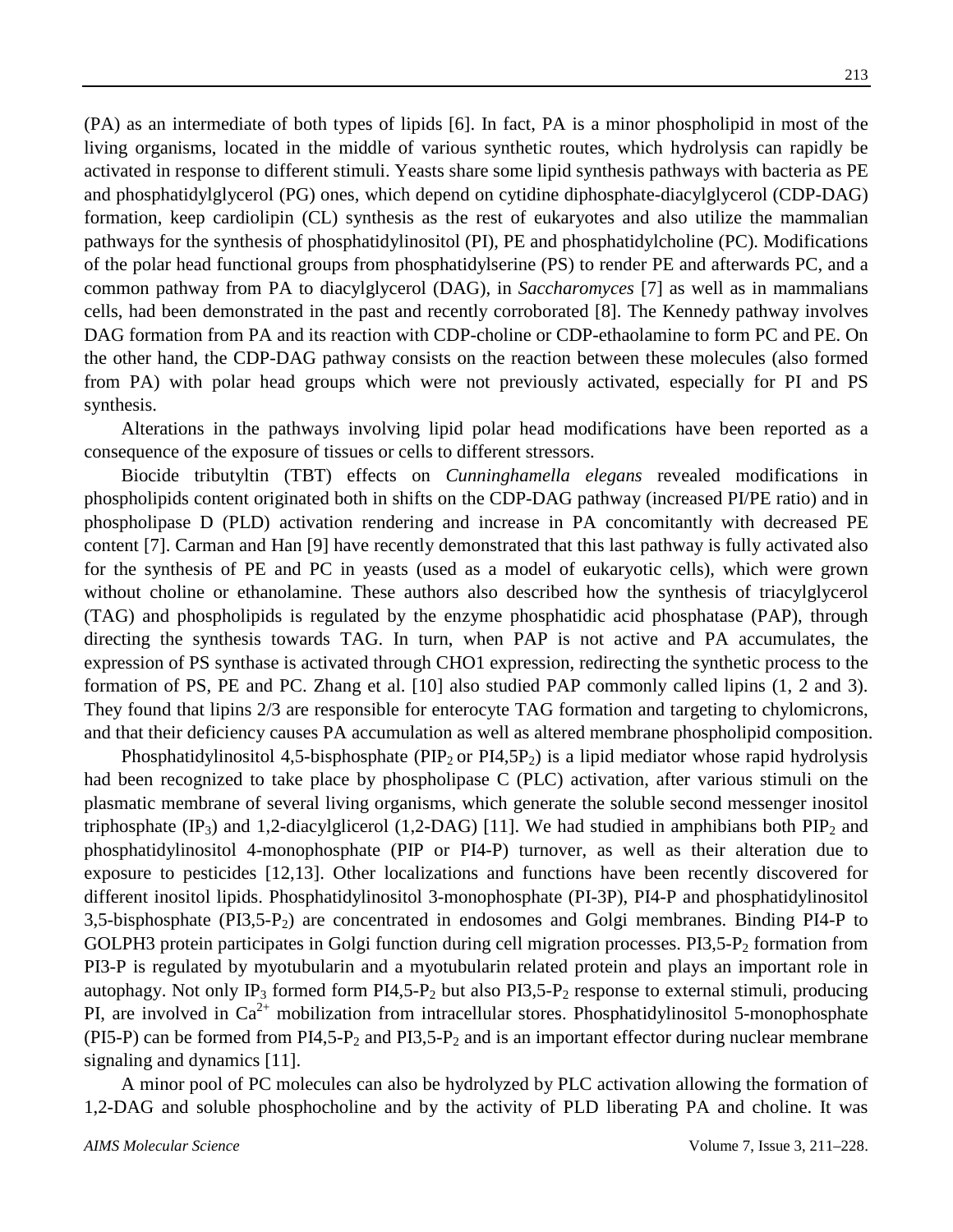(PA) as an intermediate of both types of lipids [6]. In fact, PA is a minor phospholipid in most of the living organisms, located in the middle of various synthetic routes, which hydrolysis can rapidly be activated in response to different stimuli. Yeasts share some lipid synthesis pathways with bacteria as PE and phosphatidylglycerol (PG) ones, which depend on cytidine diphosphate-diacylglycerol (CDP-DAG) formation, keep cardiolipin (CL) synthesis as the rest of eukaryotes and also utilize the mammalian pathways for the synthesis of phosphatidylinositol (PI), PE and phosphatidylcholine (PC). Modifications of the polar head functional groups from phosphatidylserine (PS) to render PE and afterwards PC, and a common pathway from PA to diacylglycerol (DAG), in *Saccharomyces* [7] as well as in mammalians cells, had been demonstrated in the past and recently corroborated [8]. The Kennedy pathway involves DAG formation from PA and its reaction with CDP-choline or CDP-ethaolamine to form PC and PE. On the other hand, the CDP-DAG pathway consists on the reaction between these molecules (also formed from PA) with polar head groups which were not previously activated, especially for PI and PS synthesis.

Alterations in the pathways involving lipid polar head modifications have been reported as a consequence of the exposure of tissues or cells to different stressors.

Biocide tributyltin (TBT) effects on *Cunninghamella elegans* revealed modifications in phospholipids content originated both in shifts on the CDP-DAG pathway (increased PI/PE ratio) and in phospholipase D (PLD) activation rendering and increase in PA concomitantly with decreased PE content [7]. Carman and Han [9] have recently demonstrated that this last pathway is fully activated also for the synthesis of PE and PC in yeasts (used as a model of eukaryotic cells), which were grown without choline or ethanolamine. These authors also described how the synthesis of triacylglycerol (TAG) and phospholipids is regulated by the enzyme phosphatidic acid phosphatase (PAP), through directing the synthesis towards TAG. In turn, when PAP is not active and PA accumulates, the expression of PS synthase is activated through CHO1 expression, redirecting the synthetic process to the formation of PS, PE and PC. Zhang et al. [10] also studied PAP commonly called lipins (1, 2 and 3). They found that lipins 2/3 are responsible for enterocyte TAG formation and targeting to chylomicrons, and that their deficiency causes PA accumulation as well as altered membrane phospholipid composition.

Phosphatidylinositol 4,5-bisphosphate ($PIP_2$ or $PI4,5P_2$) is a lipid mediator whose rapid hydrolysis had been recognized to take place by phospholipase C (PLC) activation, after various stimuli on the plasmatic membrane of several living organisms, which generate the soluble second messenger inositol triphosphate ($IP_3$) and 1,2-diacylglicerol (1,2-DAG) [11]. We had studied in amphibians both $PIP_2$ and phosphatidylinositol 4-monophosphate (PIP or PI4-P) turnover, as well as their alteration due to exposure to pesticides [12,13]. Other localizations and functions have been recently discovered for different inositol lipids. Phosphatidylinositol 3-monophosphate (PI-3P), PI4-P and phosphatidylinositol 3,5-bisphosphate ($PI3,5\text{-}P_2$) are concentrated in endosomes and Golgi membranes. Binding PI4-P to GOLPH3 protein participates in Golgi function during cell migration processes. $PI3,5\text{-}P_2$ formation from PI3-P is regulated by myotubularin and a myotubularin related protein and plays an important role in autophagy. Not only $IP_3$ formed form $PI4,5\text{-}P_2$ but also $PI3,5\text{-}P_2$ response to external stimuli, producing PI, are involved in $Ca^{2+}$ mobilization from intracellular stores. Phosphatidylinositol 5-monophosphate (PI5-P) can be formed from $PI4,5\text{-}P_2$ and $PI3,5\text{-}P_2$ and is an important effector during nuclear membrane signaling and dynamics [11].

A minor pool of PC molecules can also be hydrolyzed by PLC activation allowing the formation of 1,2-DAG and soluble phosphocholine and by the activity of PLD liberating PA and choline. It was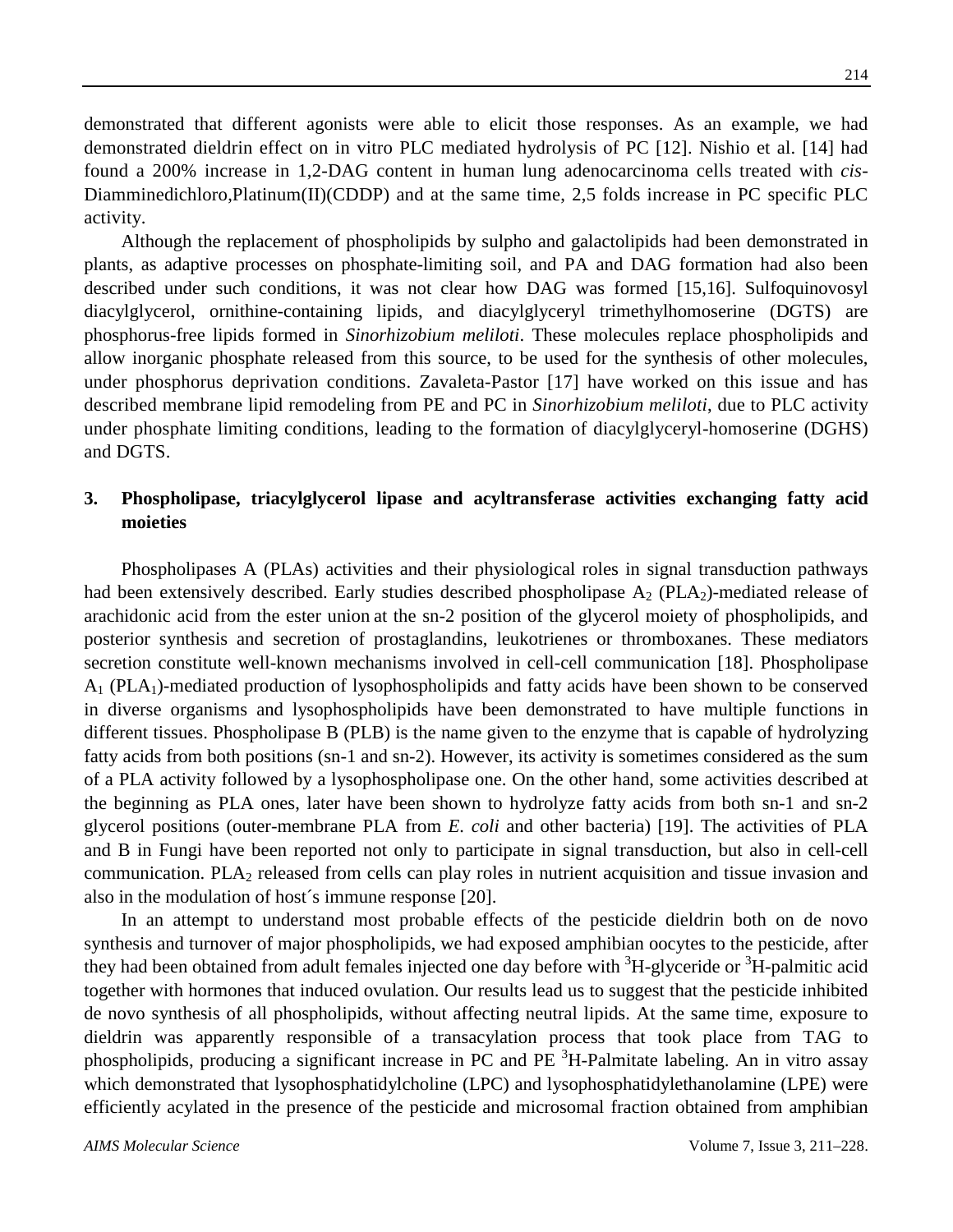demonstrated that different agonists were able to elicit those responses. As an example, we had demonstrated dieldrin effect on in vitro PLC mediated hydrolysis of PC [12]. Nishio et al. [14] had found a 200% increase in 1,2-DAG content in human lung adenocarcinoma cells treated with *cis*-Diamminedichloro,Platinum(II)(CDDP) and at the same time, 2,5 folds increase in PC specific PLC activity.

Although the replacement of phospholipids by sulpho and galactolipids had been demonstrated in plants, as adaptive processes on phosphate-limiting soil, and PA and DAG formation had also been described under such conditions, it was not clear how DAG was formed [15,16]. Sulfoquinovosyl diacylglycerol, ornithine-containing lipids, and diacylglyceryl trimethylhomoserine (DGTS) are phosphorus-free lipids formed in *Sinorhizobium meliloti*. These molecules replace phospholipids and allow inorganic phosphate released from this source, to be used for the synthesis of other molecules, under phosphorus deprivation conditions. Zavaleta-Pastor [17] have worked on this issue and has described membrane lipid remodeling from PE and PC in *Sinorhizobium meliloti*, due to PLC activity under phosphate limiting conditions, leading to the formation of diacylglyceryl-homoserine (DGHS) and DGTS.

## 3. Phospholipase, triacylglycerol lipase and acyltransferase activities exchanging fatty acid moieties

Phospholipases A (PLAs) activities and their physiological roles in signal transduction pathways had been extensively described. Early studies described phospholipase $A_2$ ($PLA_2$)-mediated release of arachidonic acid from the ester union at the sn-2 position of the glycerol moiety of phospholipids, and posterior synthesis and secretion of prostaglandins, leukotrienes or thromboxanes. These mediators secretion constitute well-known mechanisms involved in cell-cell communication [18]. Phospholipase $A_1$ ($PLA_1$)-mediated production of lysophospholipids and fatty acids have been shown to be conserved in diverse organisms and lysophospholipids have been demonstrated to have multiple functions in different tissues. Phospholipase B (PLB) is the name given to the enzyme that is capable of hydrolyzing fatty acids from both positions (sn-1 and sn-2). However, its activity is sometimes considered as the sum of a PLA activity followed by a lysophospholipase one. On the other hand, some activities described at the beginning as PLA ones, later have been shown to hydrolyze fatty acids from both sn-1 and sn-2 glycerol positions (outer-membrane PLA from *E. coli* and other bacteria) [19]. The activities of PLA and B in Fungi have been reported not only to participate in signal transduction, but also in cell-cell communication. $PLA_2$ released from cells can play roles in nutrient acquisition and tissue invasion and also in the modulation of host´s immune response [20].

In an attempt to understand most probable effects of the pesticide dieldrin both on de novo synthesis and turnover of major phospholipids, we had exposed amphibian oocytes to the pesticide, after they had been obtained from adult females injected one day before with $^3$H-glyceride or $^3$H-palmitic acid together with hormones that induced ovulation. Our results lead us to suggest that the pesticide inhibited de novo synthesis of all phospholipids, without affecting neutral lipids. At the same time, exposure to dieldrin was apparently responsible of a transacylation process that took place from TAG to phospholipids, producing a significant increase in PC and PE $^3$H-Palmitate labeling. An in vitro assay which demonstrated that lysophosphatidylcholine (LPC) and lysophosphatidylethanolamine (LPE) were efficiently acylated in the presence of the pesticide and microsomal fraction obtained from amphibian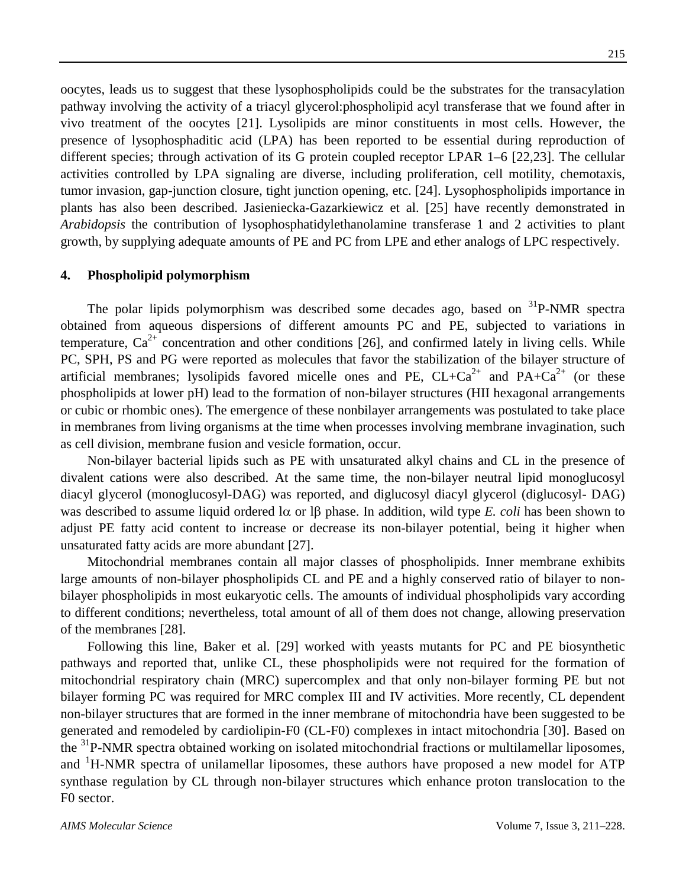oocytes, leads us to suggest that these lysophospholipids could be the substrates for the transacylation pathway involving the activity of a triacyl glycerol:phospholipid acyl transferase that we found after in vivo treatment of the oocytes [21]. Lysolipids are minor constituents in most cells. However, the presence of lysophosphaditic acid (LPA) has been reported to be essential during reproduction of different species; through activation of its G protein coupled receptor LPAR 1–6 [22,23]. The cellular activities controlled by LPA signaling are diverse, including proliferation, cell motility, chemotaxis, tumor invasion, gap-junction closure, tight junction opening, etc. [24]. Lysophospholipids importance in plants has also been described. Jasieniecka-Gazarkiewicz et al. [25] have recently demonstrated in *Arabidopsis* the contribution of lysophosphatidylethanolamine transferase 1 and 2 activities to plant growth, by supplying adequate amounts of PE and PC from LPE and ether analogs of LPC respectively.

## 4. Phospholipid polymorphism

The polar lipids polymorphism was described some decades ago, based on $^{31}$P-NMR spectra obtained from aqueous dispersions of different amounts PC and PE, subjected to variations in temperature, $Ca^{2+}$ concentration and other conditions [26], and confirmed lately in living cells. While PC, SPH, PS and PG were reported as molecules that favor the stabilization of the bilayer structure of artificial membranes; lysolipids favored micelle ones and PE, CL+$Ca^{2+}$ and PA+$Ca^{2+}$ (or these phospholipids at lower pH) lead to the formation of non-bilayer structures (HII hexagonal arrangements or cubic or rhombic ones). The emergence of these nonbilayer arrangements was postulated to take place in membranes from living organisms at the time when processes involving membrane invagination, such as cell division, membrane fusion and vesicle formation, occur.

Non-bilayer bacterial lipids such as PE with unsaturated alkyl chains and CL in the presence of divalent cations were also described. At the same time, the non-bilayer neutral lipid monoglucosyl diacyl glycerol (monoglucosyl-DAG) was reported, and diglucosyl diacyl glycerol (diglucosyl- DAG) was described to assume liquid ordered l$\alpha$ or l$\beta$ phase. In addition, wild type *E. coli* has been shown to adjust PE fatty acid content to increase or decrease its non-bilayer potential, being it higher when unsaturated fatty acids are more abundant [27].

Mitochondrial membranes contain all major classes of phospholipids. Inner membrane exhibits large amounts of non-bilayer phospholipids CL and PE and a highly conserved ratio of bilayer to non-bilayer phospholipids in most eukaryotic cells. The amounts of individual phospholipids vary according to different conditions; nevertheless, total amount of all of them does not change, allowing preservation of the membranes [28].

Following this line, Baker et al. [29] worked with yeasts mutants for PC and PE biosynthetic pathways and reported that, unlike CL, these phospholipids were not required for the formation of mitochondrial respiratory chain (MRC) supercomplex and that only non-bilayer forming PE but not bilayer forming PC was required for MRC complex III and IV activities. More recently, CL dependent non-bilayer structures that are formed in the inner membrane of mitochondria have been suggested to be generated and remodeled by cardiolipin-F0 (CL-F0) complexes in intact mitochondria [30]. Based on the $^{31}$P-NMR spectra obtained working on isolated mitochondrial fractions or multilamellar liposomes, and $^{1}$H-NMR spectra of unilamellar liposomes, these authors have proposed a new model for ATP synthase regulation by CL through non-bilayer structures which enhance proton translocation to the F0 sector.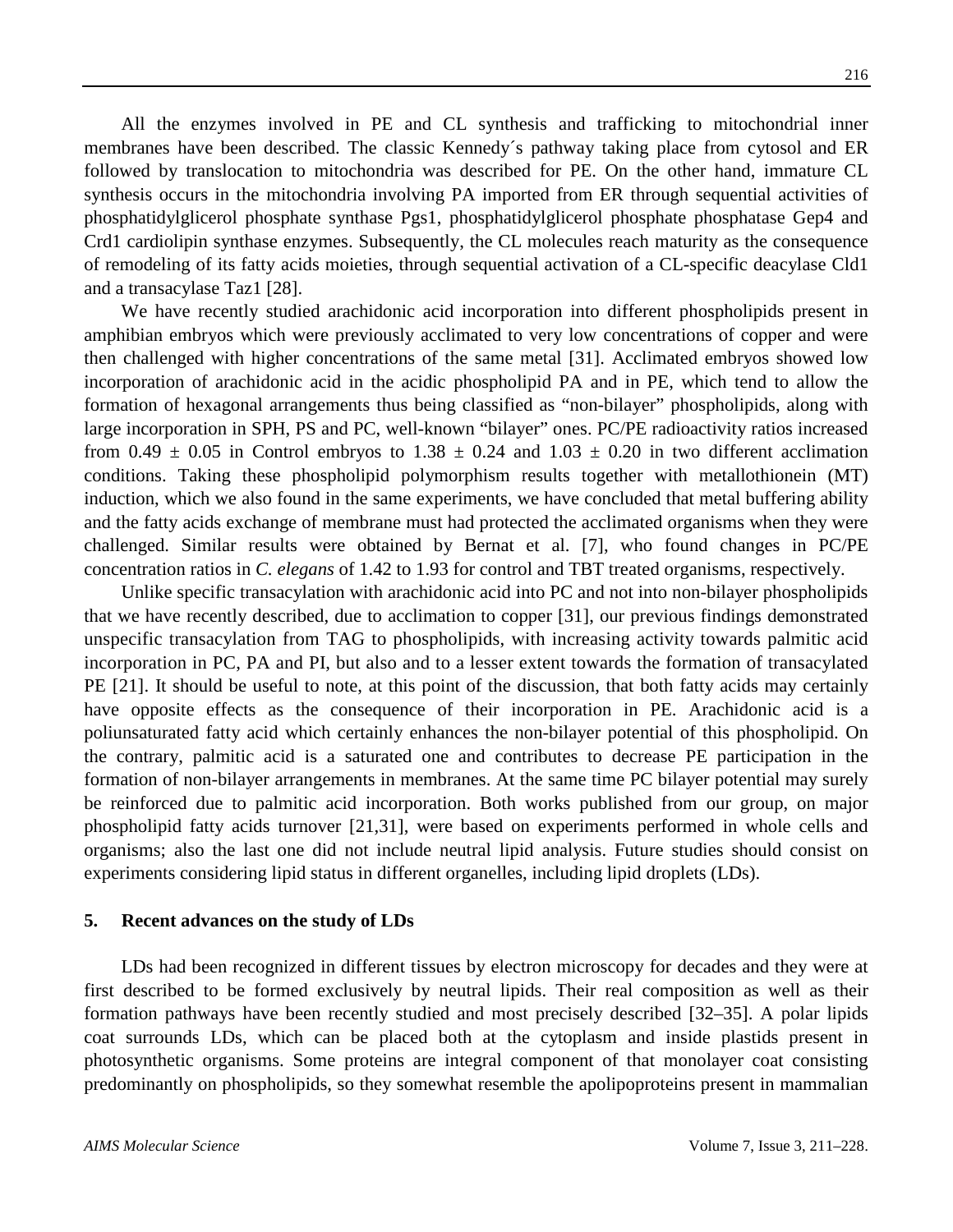All the enzymes involved in PE and CL synthesis and trafficking to mitochondrial inner membranes have been described. The classic Kennedy´s pathway taking place from cytosol and ER followed by translocation to mitochondria was described for PE. On the other hand, immature CL synthesis occurs in the mitochondria involving PA imported from ER through sequential activities of phosphatidylglicerol phosphate synthase Pgs1, phosphatidylglicerol phosphate phosphatase Gep4 and Crd1 cardiolipin synthase enzymes. Subsequently, the CL molecules reach maturity as the consequence of remodeling of its fatty acids moieties, through sequential activation of a CL-specific deacylase Cld1 and a transacylase Taz1 [28].

We have recently studied arachidonic acid incorporation into different phospholipids present in amphibian embryos which were previously acclimated to very low concentrations of copper and were then challenged with higher concentrations of the same metal [31]. Acclimated embryos showed low incorporation of arachidonic acid in the acidic phospholipid PA and in PE, which tend to allow the formation of hexagonal arrangements thus being classified as "non-bilayer" phospholipids, along with large incorporation in SPH, PS and PC, well-known "bilayer" ones. PC/PE radioactivity ratios increased from $0.49 \pm 0.05$ in Control embryos to $1.38 \pm 0.24$ and $1.03 \pm 0.20$ in two different acclimation conditions. Taking these phospholipid polymorphism results together with metallothionein (MT) induction, which we also found in the same experiments, we have concluded that metal buffering ability and the fatty acids exchange of membrane must had protected the acclimated organisms when they were challenged. Similar results were obtained by Bernat et al. [7], who found changes in PC/PE concentration ratios in *C. elegans* of 1.42 to 1.93 for control and TBT treated organisms, respectively.

Unlike specific transacylation with arachidonic acid into PC and not into non-bilayer phospholipids that we have recently described, due to acclimation to copper [31], our previous findings demonstrated unspecific transacylation from TAG to phospholipids, with increasing activity towards palmitic acid incorporation in PC, PA and PI, but also and to a lesser extent towards the formation of transacylated PE [21]. It should be useful to note, at this point of the discussion, that both fatty acids may certainly have opposite effects as the consequence of their incorporation in PE. Arachidonic acid is a poliunsaturated fatty acid which certainly enhances the non-bilayer potential of this phospholipid. On the contrary, palmitic acid is a saturated one and contributes to decrease PE participation in the formation of non-bilayer arrangements in membranes. At the same time PC bilayer potential may surely be reinforced due to palmitic acid incorporation. Both works published from our group, on major phospholipid fatty acids turnover [21,31], were based on experiments performed in whole cells and organisms; also the last one did not include neutral lipid analysis. Future studies should consist on experiments considering lipid status in different organelles, including lipid droplets (LDs).

## 5. Recent advances on the study of LDs

LDs had been recognized in different tissues by electron microscopy for decades and they were at first described to be formed exclusively by neutral lipids. Their real composition as well as their formation pathways have been recently studied and most precisely described [32–35]. A polar lipids coat surrounds LDs, which can be placed both at the cytoplasm and inside plastids present in photosynthetic organisms. Some proteins are integral component of that monolayer coat consisting predominantly on phospholipids, so they somewhat resemble the apolipoproteins present in mammalian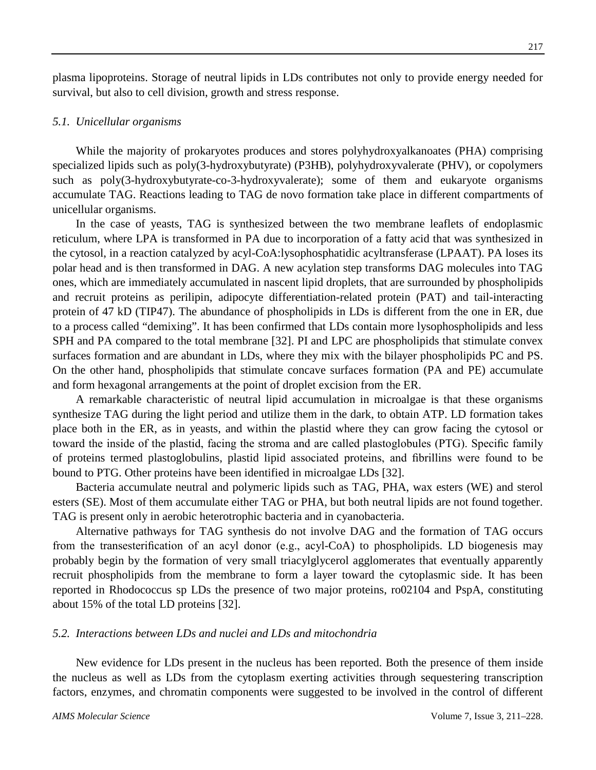plasma lipoproteins. Storage of neutral lipids in LDs contributes not only to provide energy needed for survival, but also to cell division, growth and stress response.

### *5.1. Unicellular organisms*

While the majority of prokaryotes produces and stores polyhydroxyalkanoates (PHA) comprising specialized lipids such as poly(3-hydroxybutyrate) (P3HB), polyhydroxyvalerate (PHV), or copolymers such as poly(3-hydroxybutyrate-co-3-hydroxyvalerate); some of them and eukaryote organisms accumulate TAG. Reactions leading to TAG de novo formation take place in different compartments of unicellular organisms.

In the case of yeasts, TAG is synthesized between the two membrane leaflets of endoplasmic reticulum, where LPA is transformed in PA due to incorporation of a fatty acid that was synthesized in the cytosol, in a reaction catalyzed by acyl-CoA:lysophosphatidic acyltransferase (LPAAT). PA loses its polar head and is then transformed in DAG. A new acylation step transforms DAG molecules into TAG ones, which are immediately accumulated in nascent lipid droplets, that are surrounded by phospholipids and recruit proteins as perilipin, adipocyte differentiation-related protein (PAT) and tail-interacting protein of 47 kD (TIP47). The abundance of phospholipids in LDs is different from the one in ER, due to a process called "demixing". It has been confirmed that LDs contain more lysophospholipids and less SPH and PA compared to the total membrane [32]. PI and LPC are phospholipids that stimulate convex surfaces formation and are abundant in LDs, where they mix with the bilayer phospholipids PC and PS. On the other hand, phospholipids that stimulate concave surfaces formation (PA and PE) accumulate and form hexagonal arrangements at the point of droplet excision from the ER.

A remarkable characteristic of neutral lipid accumulation in microalgae is that these organisms synthesize TAG during the light period and utilize them in the dark, to obtain ATP. LD formation takes place both in the ER, as in yeasts, and within the plastid where they can grow facing the cytosol or toward the inside of the plastid, facing the stroma and are called plastoglobules (PTG). Specific family of proteins termed plastoglobulins, plastid lipid associated proteins, and fibrillins were found to be bound to PTG. Other proteins have been identified in microalgae LDs [32].

Bacteria accumulate neutral and polymeric lipids such as TAG, PHA, wax esters (WE) and sterol esters (SE). Most of them accumulate either TAG or PHA, but both neutral lipids are not found together. TAG is present only in aerobic heterotrophic bacteria and in cyanobacteria.

Alternative pathways for TAG synthesis do not involve DAG and the formation of TAG occurs from the transesterification of an acyl donor (e.g., acyl-CoA) to phospholipids. LD biogenesis may probably begin by the formation of very small triacylglycerol agglomerates that eventually apparently recruit phospholipids from the membrane to form a layer toward the cytoplasmic side. It has been reported in Rhodococcus sp LDs the presence of two major proteins, ro02104 and PspA, constituting about 15% of the total LD proteins [32].

### *5.2. Interactions between LDs and nuclei and LDs and mitochondria*

New evidence for LDs present in the nucleus has been reported. Both the presence of them inside the nucleus as well as LDs from the cytoplasm exerting activities through sequestering transcription factors, enzymes, and chromatin components were suggested to be involved in the control of different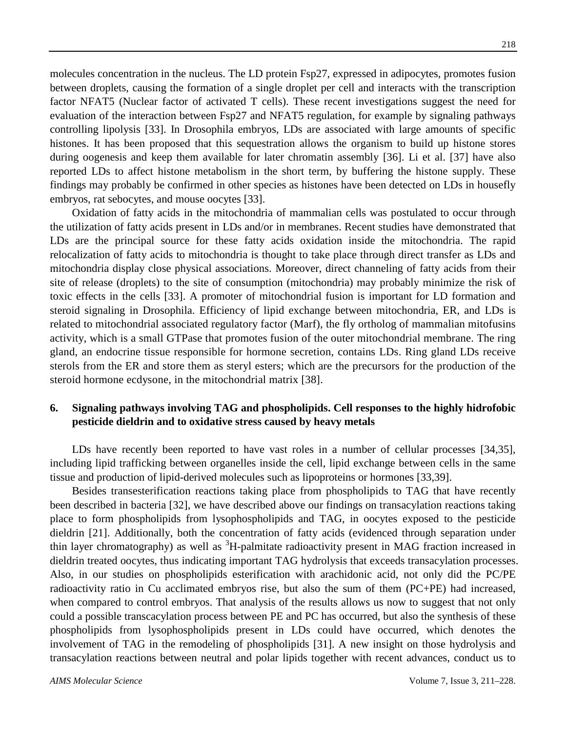molecules concentration in the nucleus. The LD protein Fsp27, expressed in adipocytes, promotes fusion between droplets, causing the formation of a single droplet per cell and interacts with the transcription factor NFAT5 (Nuclear factor of activated T cells). These recent investigations suggest the need for evaluation of the interaction between Fsp27 and NFAT5 regulation, for example by signaling pathways controlling lipolysis [33]. In Drosophila embryos, LDs are associated with large amounts of specific histones. It has been proposed that this sequestration allows the organism to build up histone stores during oogenesis and keep them available for later chromatin assembly [36]. Li et al. [37] have also reported LDs to affect histone metabolism in the short term, by buffering the histone supply. These findings may probably be confirmed in other species as histones have been detected on LDs in housefly embryos, rat sebocytes, and mouse oocytes [33].

Oxidation of fatty acids in the mitochondria of mammalian cells was postulated to occur through the utilization of fatty acids present in LDs and/or in membranes. Recent studies have demonstrated that LDs are the principal source for these fatty acids oxidation inside the mitochondria. The rapid relocalization of fatty acids to mitochondria is thought to take place through direct transfer as LDs and mitochondria display close physical associations. Moreover, direct channeling of fatty acids from their site of release (droplets) to the site of consumption (mitochondria) may probably minimize the risk of toxic effects in the cells [33]. A promoter of mitochondrial fusion is important for LD formation and steroid signaling in Drosophila. Efficiency of lipid exchange between mitochondria, ER, and LDs is related to mitochondrial associated regulatory factor (Marf), the fly ortholog of mammalian mitofusins activity, which is a small GTPase that promotes fusion of the outer mitochondrial membrane. The ring gland, an endocrine tissue responsible for hormone secretion, contains LDs. Ring gland LDs receive sterols from the ER and store them as steryl esters; which are the precursors for the production of the steroid hormone ecdysone, in the mitochondrial matrix [38].

## 6. Signaling pathways involving TAG and phospholipids. Cell responses to the highly hidrofobic pesticide dieldrin and to oxidative stress caused by heavy metals

LDs have recently been reported to have vast roles in a number of cellular processes [34,35], including lipid trafficking between organelles inside the cell, lipid exchange between cells in the same tissue and production of lipid-derived molecules such as lipoproteins or hormones [33,39].

Besides transesterification reactions taking place from phospholipids to TAG that have recently been described in bacteria [32], we have described above our findings on transacylation reactions taking place to form phospholipids from lysophospholipids and TAG, in oocytes exposed to the pesticide dieldrin [21]. Additionally, both the concentration of fatty acids (evidenced through separation under thin layer chromatography) as well as $^{3}$H-palmitate radioactivity present in MAG fraction increased in dieldrin treated oocytes, thus indicating important TAG hydrolysis that exceeds transacylation processes. Also, in our studies on phospholipids esterification with arachidonic acid, not only did the PC/PE radioactivity ratio in Cu acclimated embryos rise, but also the sum of them (PC+PE) had increased, when compared to control embryos. That analysis of the results allows us now to suggest that not only could a possible transcacylation process between PE and PC has occurred, but also the synthesis of these phospholipids from lysophospholipids present in LDs could have occurred, which denotes the involvement of TAG in the remodeling of phospholipids [31]. A new insight on those hydrolysis and transacylation reactions between neutral and polar lipids together with recent advances, conduct us to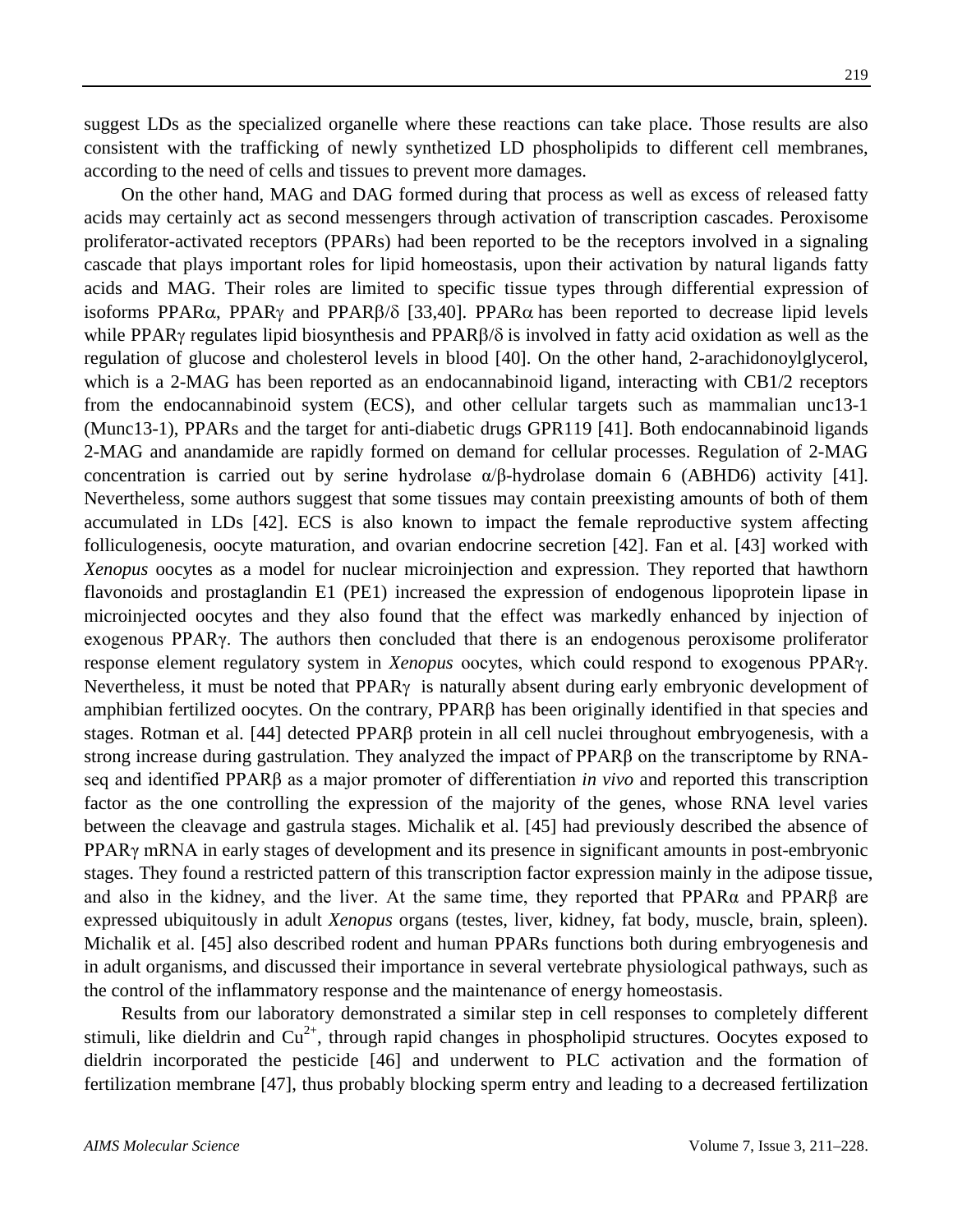suggest LDs as the specialized organelle where these reactions can take place. Those results are also consistent with the trafficking of newly synthetized LD phospholipids to different cell membranes, according to the need of cells and tissues to prevent more damages.

On the other hand, MAG and DAG formed during that process as well as excess of released fatty acids may certainly act as second messengers through activation of transcription cascades. Peroxisome proliferator-activated receptors (PPARs) had been reported to be the receptors involved in a signaling cascade that plays important roles for lipid homeostasis, upon their activation by natural ligands fatty acids and MAG. Their roles are limited to specific tissue types through differential expression of isoforms PPARα, PPARγ and PPARβ/δ [33,40]. PPARα has been reported to decrease lipid levels while PPARγ regulates lipid biosynthesis and PPARβ/δ is involved in fatty acid oxidation as well as the regulation of glucose and cholesterol levels in blood [40]. On the other hand, 2-arachidonoylglycerol, which is a 2-MAG has been reported as an endocannabinoid ligand, interacting with CB1/2 receptors from the endocannabinoid system (ECS), and other cellular targets such as mammalian unc13-1 (Munc13-1), PPARs and the target for anti-diabetic drugs GPR119 [41]. Both endocannabinoid ligands 2-MAG and anandamide are rapidly formed on demand for cellular processes. Regulation of 2-MAG concentration is carried out by serine hydrolase α/β-hydrolase domain 6 (ABHD6) activity [41]. Nevertheless, some authors suggest that some tissues may contain preexisting amounts of both of them accumulated in LDs [42]. ECS is also known to impact the female reproductive system affecting folliculogenesis, oocyte maturation, and ovarian endocrine secretion [42]. Fan et al. [43] worked with *Xenopus* oocytes as a model for nuclear microinjection and expression. They reported that hawthorn flavonoids and prostaglandin E1 (PE1) increased the expression of endogenous lipoprotein lipase in microinjected oocytes and they also found that the effect was markedly enhanced by injection of exogenous PPARγ. The authors then concluded that there is an endogenous peroxisome proliferator response element regulatory system in *Xenopus* oocytes, which could respond to exogenous PPARγ. Nevertheless, it must be noted that PPARγ is naturally absent during early embryonic development of amphibian fertilized oocytes. On the contrary, PPARβ has been originally identified in that species and stages. Rotman et al. [44] detected PPARβ protein in all cell nuclei throughout embryogenesis, with a strong increase during gastrulation. They analyzed the impact of PPARβ on the transcriptome by RNA-seq and identified PPARβ as a major promoter of differentiation *in vivo* and reported this transcription factor as the one controlling the expression of the majority of the genes, whose RNA level varies between the cleavage and gastrula stages. Michalik et al. [45] had previously described the absence of PPARγ mRNA in early stages of development and its presence in significant amounts in post-embryonic stages. They found a restricted pattern of this transcription factor expression mainly in the adipose tissue, and also in the kidney, and the liver. At the same time, they reported that PPARα and PPARβ are expressed ubiquitously in adult *Xenopus* organs (testes, liver, kidney, fat body, muscle, brain, spleen). Michalik et al. [45] also described rodent and human PPARs functions both during embryogenesis and in adult organisms, and discussed their importance in several vertebrate physiological pathways, such as the control of the inflammatory response and the maintenance of energy homeostasis.

Results from our laboratory demonstrated a similar step in cell responses to completely different stimuli, like dieldrin and $Cu^{2+}$, through rapid changes in phospholipid structures. Oocytes exposed to dieldrin incorporated the pesticide [46] and underwent to PLC activation and the formation of fertilization membrane [47], thus probably blocking sperm entry and leading to a decreased fertilization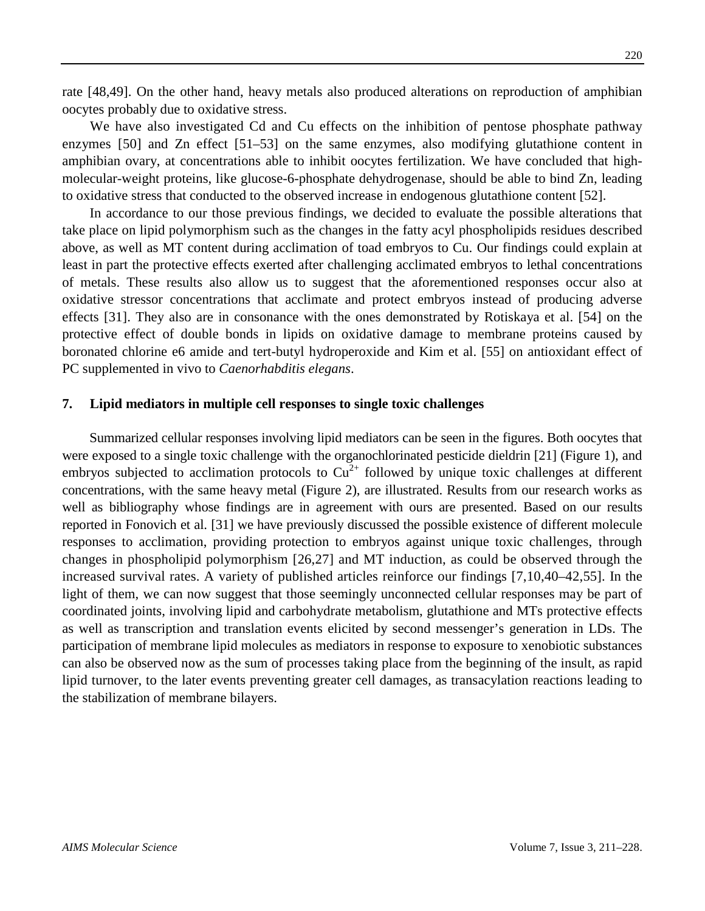rate [48,49]. On the other hand, heavy metals also produced alterations on reproduction of amphibian oocytes probably due to oxidative stress.

We have also investigated Cd and Cu effects on the inhibition of pentose phosphate pathway enzymes [50] and Zn effect [51–53] on the same enzymes, also modifying glutathione content in amphibian ovary, at concentrations able to inhibit oocytes fertilization. We have concluded that high-molecular-weight proteins, like glucose-6-phosphate dehydrogenase, should be able to bind Zn, leading to oxidative stress that conducted to the observed increase in endogenous glutathione content [52].

In accordance to our those previous findings, we decided to evaluate the possible alterations that take place on lipid polymorphism such as the changes in the fatty acyl phospholipids residues described above, as well as MT content during acclimation of toad embryos to Cu. Our findings could explain at least in part the protective effects exerted after challenging acclimated embryos to lethal concentrations of metals. These results also allow us to suggest that the aforementioned responses occur also at oxidative stressor concentrations that acclimate and protect embryos instead of producing adverse effects [31]. They also are in consonance with the ones demonstrated by Rotiskaya et al. [54] on the protective effect of double bonds in lipids on oxidative damage to membrane proteins caused by boronated chlorine e6 amide and tert-butyl hydroperoxide and Kim et al. [55] on antioxidant effect of PC supplemented in vivo to *Caenorhabditis elegans*.

## 7. Lipid mediators in multiple cell responses to single toxic challenges

Summarized cellular responses involving lipid mediators can be seen in the figures. Both oocytes that were exposed to a single toxic challenge with the organochlorinated pesticide dieldrin [21] (Figure 1), and embryos subjected to acclimation protocols to $Cu^{2+}$ followed by unique toxic challenges at different concentrations, with the same heavy metal (Figure 2), are illustrated. Results from our research works as well as bibliography whose findings are in agreement with ours are presented. Based on our results reported in Fonovich et al. [31] we have previously discussed the possible existence of different molecule responses to acclimation, providing protection to embryos against unique toxic challenges, through changes in phospholipid polymorphism [26,27] and MT induction, as could be observed through the increased survival rates. A variety of published articles reinforce our findings [7,10,40–42,55]. In the light of them, we can now suggest that those seemingly unconnected cellular responses may be part of coordinated joints, involving lipid and carbohydrate metabolism, glutathione and MTs protective effects as well as transcription and translation events elicited by second messenger's generation in LDs. The participation of membrane lipid molecules as mediators in response to exposure to xenobiotic substances can also be observed now as the sum of processes taking place from the beginning of the insult, as rapid lipid turnover, to the later events preventing greater cell damages, as transacylation reactions leading to the stabilization of membrane bilayers.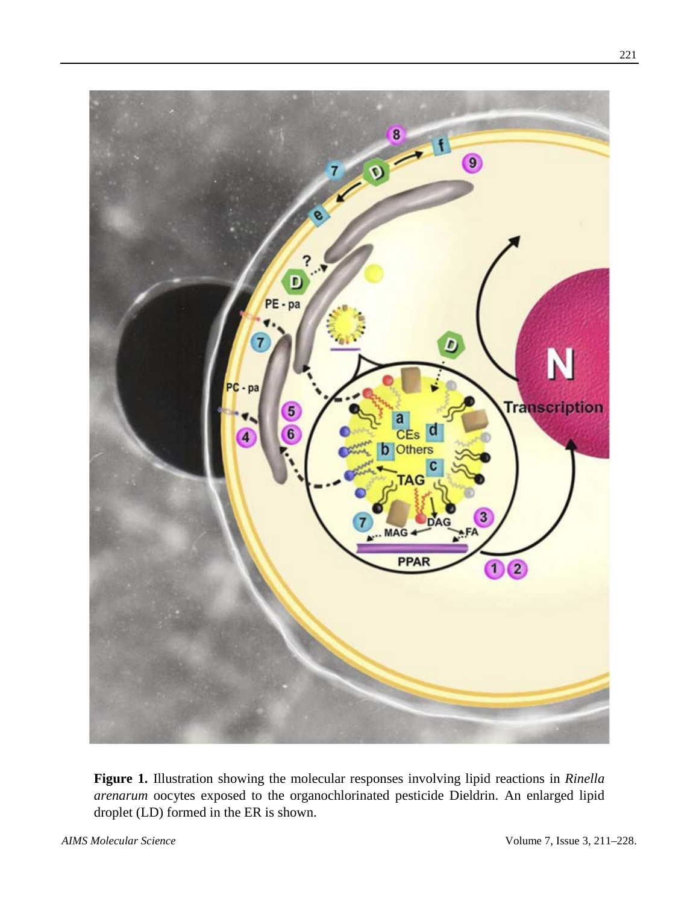**Figure 1.** Illustration showing the molecular responses involving lipid reactions in *Rinella arenarum* oocytes exposed to the organochlorinated pesticide Dieldrin. An enlarged lipid droplet (LD) formed in the ER is shown.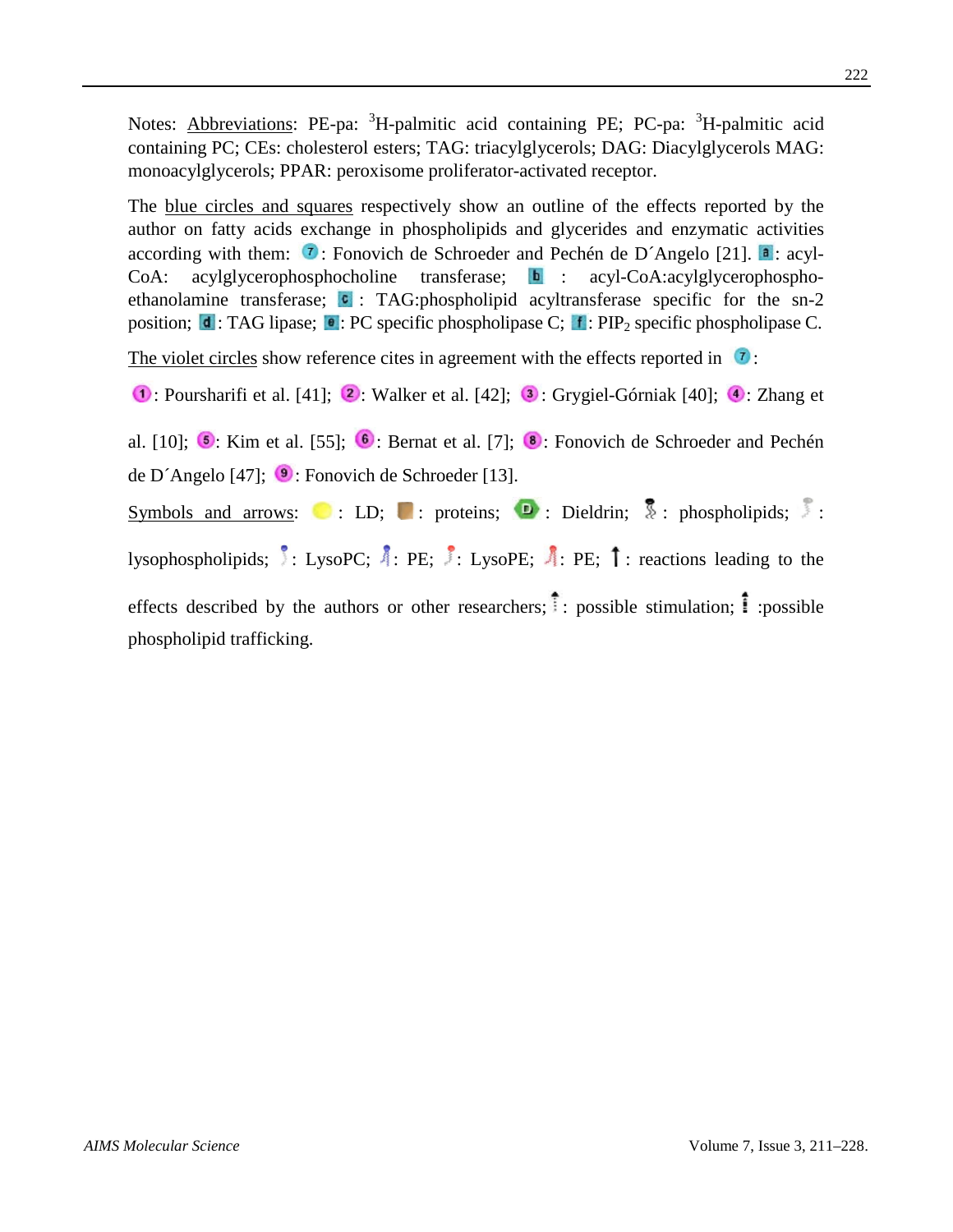Notes: Abbreviations: PE-pa: $^3$H-palmitic acid containing PE; PC-pa: $^3$H-palmitic acid containing PC; CEs: cholesterol esters; TAG: triacylglycerols; DAG: Diacylglycerols MAG: monoacylglycerols; PPAR: peroxisome proliferator-activated receptor.

The blue circles and squares respectively show an outline of the effects reported by the author on fatty acids exchange in phospholipids and glycerides and enzymatic activities according with them: 7: Fonovich de Schroeder and Pechén de D´Angelo [21]. a: acyl-CoA: acylglycerophosphocholine transferase; b: acyl-CoA:acylglycerophospho-ethanolamine transferase; c: TAG:phospholipid acyltransferase specific for the sn-2 position; d: TAG lipase; e: PC specific phospholipase C; f: $PIP_2$ specific phospholipase C.

The violet circles show reference cites in agreement with the effects reported in 7:

1: Poursharifi et al. [41]; 2: Walker et al. [42]; 3: Grygiel-Górniak [40]; 4: Zhang et al. [10]; 5: Kim et al. [55]; 6: Bernat et al. [7]; 8: Fonovich de Schroeder and Pechén de D´Angelo [47]; 9: Fonovich de Schroeder [13].

Symbols and arrows: : LD; : proteins; D: Dieldrin; : phospholipids; : lysophospholipids; : LysoPC; : PE; : LysoPE; : PE; ↑: reactions leading to the effects described by the authors or other researchers; : possible stimulation; : possible phospholipid trafficking.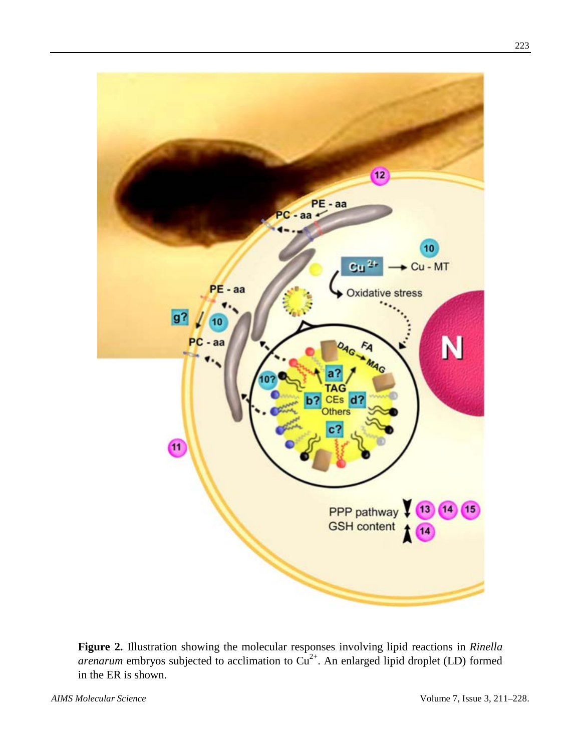**Figure 2.** Illustration showing the molecular responses involving lipid reactions in *Rinella arenarum* embryos subjected to acclimation to $Cu^{2+}$. An enlarged lipid droplet (LD) formed in the ER is shown.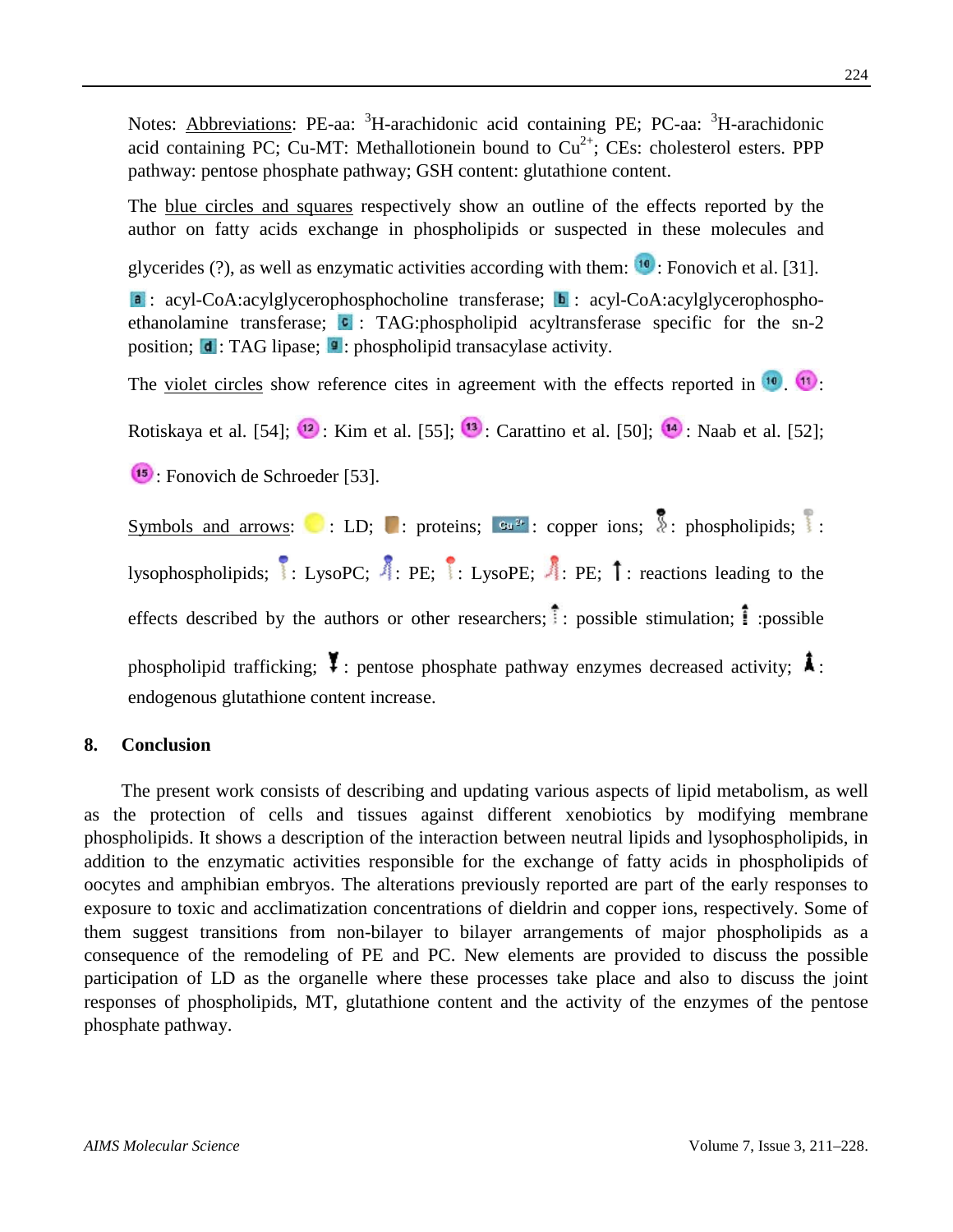Notes: Abbreviations: PE-aa: $^{3}$H-arachidonic acid containing PE; PC-aa: $^{3}$H-arachidonic acid containing PC; Cu-MT: Methallotionein bound to $Cu^{2+}$; CEs: cholesterol esters. PPP pathway: pentose phosphate pathway; GSH content: glutathione content.

The blue circles and squares respectively show an outline of the effects reported by the author on fatty acids exchange in phospholipids or suspected in these molecules and glycerides (?), as well as enzymatic activities according with them: 10: Fonovich et al. [31]. a: acyl-CoA:acylglycerophosphocholine transferase; b: acyl-CoA:acylglycerophospho-ethanolamine transferase; c: TAG:phospholipid acyltransferase specific for the sn-2 position; d: TAG lipase; g: phospholipid transacylase activity.

The violet circles show reference cites in agreement with the effects reported in 10. 11: Rotiskaya et al. [54]; 12: Kim et al. [55]; 13: Carattino et al. [50]; 14: Naab et al. [52]; 15: Fonovich de Schroeder [53].

Symbols and arrows: LD; proteins; copper ions; phospholipids; lysophospholipids; LysoPC; PE; LysoPE; PE; reactions leading to the effects described by the authors or other researchers; possible stimulation; possible phospholipid trafficking; pentose phosphate pathway enzymes decreased activity; endogenous glutathione content increase.

## 8. Conclusion

The present work consists of describing and updating various aspects of lipid metabolism, as well as the protection of cells and tissues against different xenobiotics by modifying membrane phospholipids. It shows a description of the interaction between neutral lipids and lysophospholipids, in addition to the enzymatic activities responsible for the exchange of fatty acids in phospholipids of oocytes and amphibian embryos. The alterations previously reported are part of the early responses to exposure to toxic and acclimatization concentrations of dieldrin and copper ions, respectively. Some of them suggest transitions from non-bilayer to bilayer arrangements of major phospholipids as a consequence of the remodeling of PE and PC. New elements are provided to discuss the possible participation of LD as the organelle where these processes take place and also to discuss the joint responses of phospholipids, MT, glutathione content and the activity of the enzymes of the pentose phosphate pathway.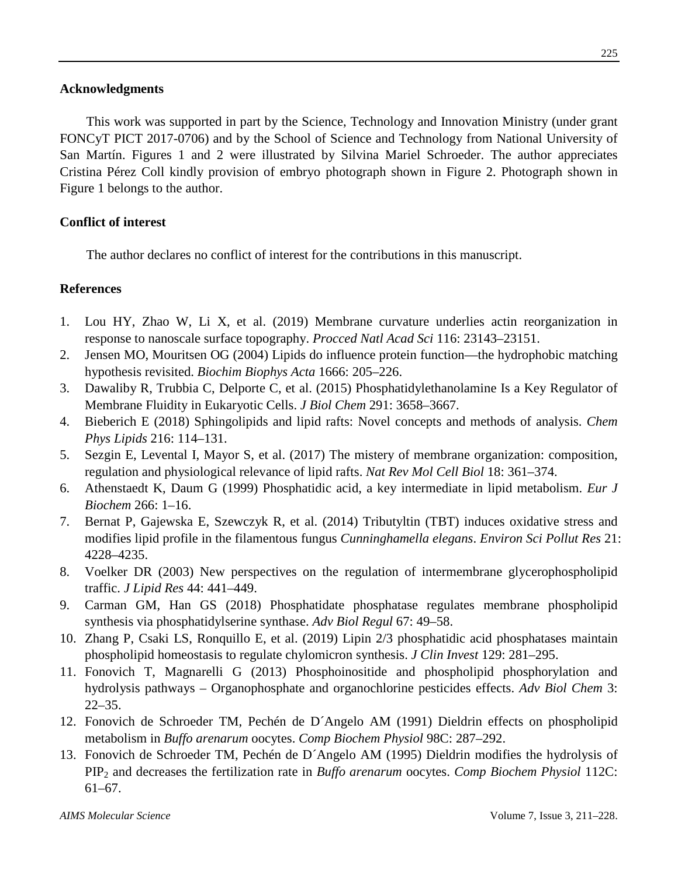## Acknowledgments

This work was supported in part by the Science, Technology and Innovation Ministry (under grant FONCyT PICT 2017-0706) and by the School of Science and Technology from National University of San Martín. Figures 1 and 2 were illustrated by Silvina Mariel Schroeder. The author appreciates Cristina Pérez Coll kindly provision of embryo photograph shown in Figure 2. Photograph shown in Figure 1 belongs to the author.

## Conflict of interest

The author declares no conflict of interest for the contributions in this manuscript.

## References

1. Lou HY, Zhao W, Li X, et al. (2019) Membrane curvature underlies actin reorganization in response to nanoscale surface topography. *Procced Natl Acad Sci* 116: 23143–23151.
2. Jensen MO, Mouritsen OG (2004) Lipids do influence protein function—the hydrophobic matching hypothesis revisited. *Biochim Biophys Acta* 1666: 205–226.
3. Dawaliby R, Trubbia C, Delporte C, et al. (2015) Phosphatidylethanolamine Is a Key Regulator of Membrane Fluidity in Eukaryotic Cells. *J Biol Chem* 291: 3658–3667.
4. Bieberich E (2018) Sphingolipids and lipid rafts: Novel concepts and methods of analysis. *Chem Phys Lipids* 216: 114–131.
5. Sezgin E, Levental I, Mayor S, et al. (2017) The mistery of membrane organization: composition, regulation and physiological relevance of lipid rafts. *Nat Rev Mol Cell Biol* 18: 361–374.
6. Athenstaedt K, Daum G (1999) Phosphatidic acid, a key intermediate in lipid metabolism. *Eur J Biochem* 266: 1–16.
7. Bernat P, Gajewska E, Szewczyk R, et al. (2014) Tributyltin (TBT) induces oxidative stress and modifies lipid profile in the filamentous fungus *Cunninghamella elegans*. *Environ Sci Pollut Res* 21: 4228–4235.
8. Voelker DR (2003) New perspectives on the regulation of intermembrane glycerophospholipid traffic. *J Lipid Res* 44: 441–449.
9. Carman GM, Han GS (2018) Phosphatidate phosphatase regulates membrane phospholipid synthesis via phosphatidylserine synthase. *Adv Biol Regul* 67: 49–58.
10. Zhang P, Csaki LS, Ronquillo E, et al. (2019) Lipin 2/3 phosphatidic acid phosphatases maintain phospholipid homeostasis to regulate chylomicron synthesis. *J Clin Invest* 129: 281–295.
11. Fonovich T, Magnarelli G (2013) Phosphoinositide and phospholipid phosphorylation and hydrolysis pathways – Organophosphate and organochlorine pesticides effects. *Adv Biol Chem* 3: 22–35.
12. Fonovich de Schroeder TM, Pechén de D´Angelo AM (1991) Dieldrin effects on phospholipid metabolism in *Buffo arenarum* oocytes. *Comp Biochem Physiol* 98C: 287–292.
13. Fonovich de Schroeder TM, Pechén de D´Angelo AM (1995) Dieldrin modifies the hydrolysis of $PIP_2$ and decreases the fertilization rate in *Buffo arenarum* oocytes. *Comp Biochem Physiol* 112C: 61–67.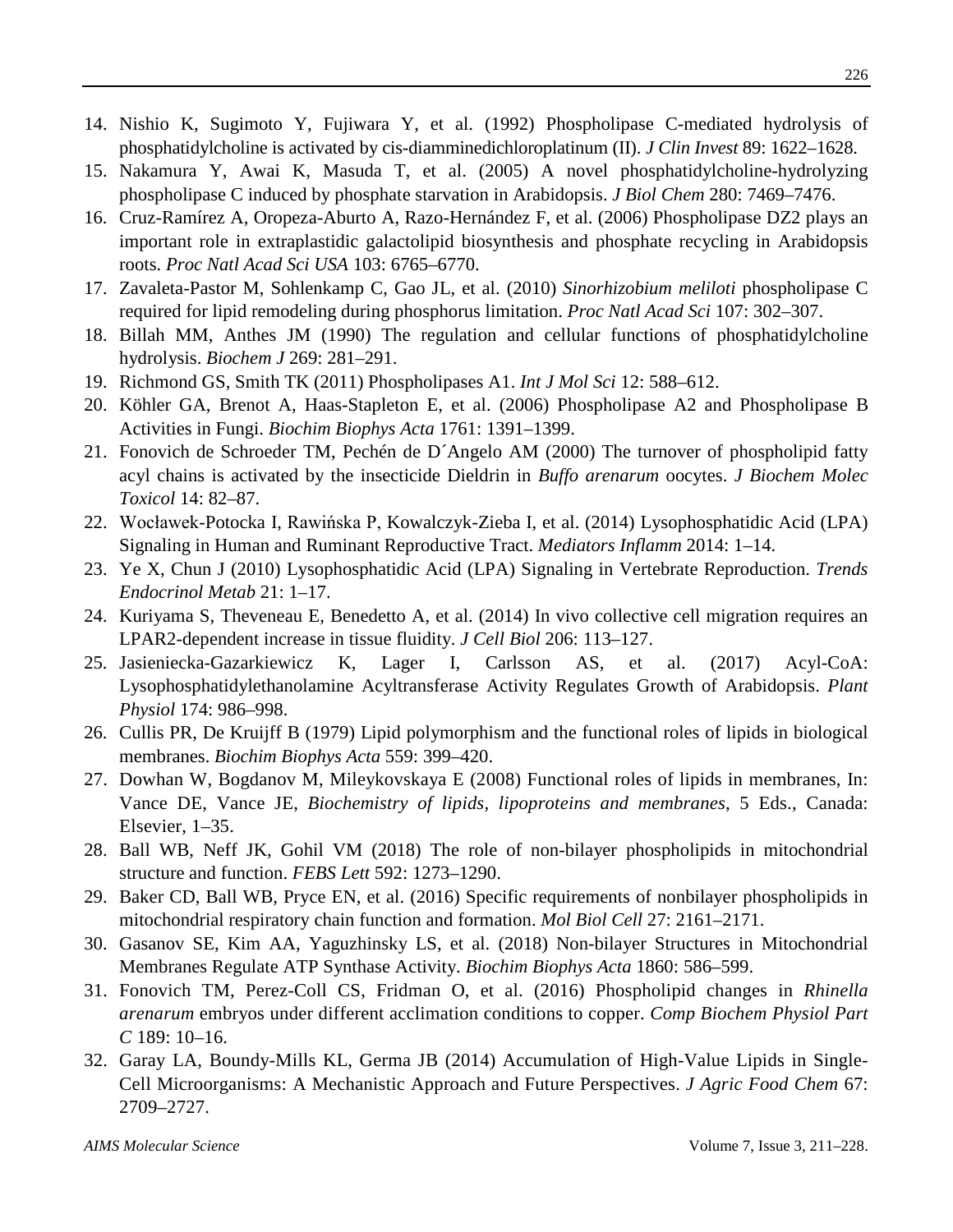14. Nishio K, Sugimoto Y, Fujiwara Y, et al. (1992) Phospholipase C-mediated hydrolysis of phosphatidylcholine is activated by cis-diamminedichloroplatinum (II). *J Clin Invest* 89: 1622–1628.
15. Nakamura Y, Awai K, Masuda T, et al. (2005) A novel phosphatidylcholine-hydrolyzing phospholipase C induced by phosphate starvation in Arabidopsis. *J Biol Chem* 280: 7469–7476.
16. Cruz-Ramírez A, Oropeza-Aburto A, Razo-Hernández F, et al. (2006) Phospholipase DZ2 plays an important role in extraplastidic galactolipid biosynthesis and phosphate recycling in Arabidopsis roots. *Proc Natl Acad Sci USA* 103: 6765–6770.
17. Zavaleta-Pastor M, Sohlenkamp C, Gao JL, et al. (2010) *Sinorhizobium meliloti* phospholipase C required for lipid remodeling during phosphorus limitation. *Proc Natl Acad Sci* 107: 302–307.
18. Billah MM, Anthes JM (1990) The regulation and cellular functions of phosphatidylcholine hydrolysis. *Biochem J* 269: 281–291.
19. Richmond GS, Smith TK (2011) Phospholipases A1. *Int J Mol Sci* 12: 588–612.
20. Köhler GA, Brenot A, Haas-Stapleton E, et al. (2006) Phospholipase A2 and Phospholipase B Activities in Fungi. *Biochim Biophys Acta* 1761: 1391–1399.
21. Fonovich de Schroeder TM, Pechén de D´Angelo AM (2000) The turnover of phospholipid fatty acyl chains is activated by the insecticide Dieldrin in *Buffo arenarum* oocytes. *J Biochem Molec Toxicol* 14: 82–87.
22. Wocławek-Potocka I, Rawińska P, Kowalczyk-Zieba I, et al. (2014) Lysophosphatidic Acid (LPA) Signaling in Human and Ruminant Reproductive Tract. *Mediators Inflamm* 2014: 1–14.
23. Ye X, Chun J (2010) Lysophosphatidic Acid (LPA) Signaling in Vertebrate Reproduction. *Trends Endocrinol Metab* 21: 1–17.
24. Kuriyama S, Theveneau E, Benedetto A, et al. (2014) In vivo collective cell migration requires an LPAR2-dependent increase in tissue fluidity. *J Cell Biol* 206: 113–127.
25. Jasieniecka-Gazarkiewicz K, Lager I, Carlsson AS, et al. (2017) Acyl-CoA: Lysophosphatidylethanolamine Acyltransferase Activity Regulates Growth of Arabidopsis. *Plant Physiol* 174: 986–998.
26. Cullis PR, De Kruijff B (1979) Lipid polymorphism and the functional roles of lipids in biological membranes. *Biochim Biophys Acta* 559: 399–420.
27. Dowhan W, Bogdanov M, Mileykovskaya E (2008) Functional roles of lipids in membranes, In: Vance DE, Vance JE, *Biochemistry of lipids, lipoproteins and membranes*, 5 Eds., Canada: Elsevier, 1–35.
28. Ball WB, Neff JK, Gohil VM (2018) The role of non-bilayer phospholipids in mitochondrial structure and function. *FEBS Lett* 592: 1273–1290.
29. Baker CD, Ball WB, Pryce EN, et al. (2016) Specific requirements of nonbilayer phospholipids in mitochondrial respiratory chain function and formation. *Mol Biol Cell* 27: 2161–2171.
30. Gasanov SE, Kim AA, Yaguzhinsky LS, et al. (2018) Non-bilayer Structures in Mitochondrial Membranes Regulate ATP Synthase Activity. *Biochim Biophys Acta* 1860: 586–599.
31. Fonovich TM, Perez-Coll CS, Fridman O, et al. (2016) Phospholipid changes in *Rhinella arenarum* embryos under different acclimation conditions to copper. *Comp Biochem Physiol Part C* 189: 10–16.
32. Garay LA, Boundy-Mills KL, Germa JB (2014) Accumulation of High-Value Lipids in Single-Cell Microorganisms: A Mechanistic Approach and Future Perspectives. *J Agric Food Chem* 67: 2709–2727.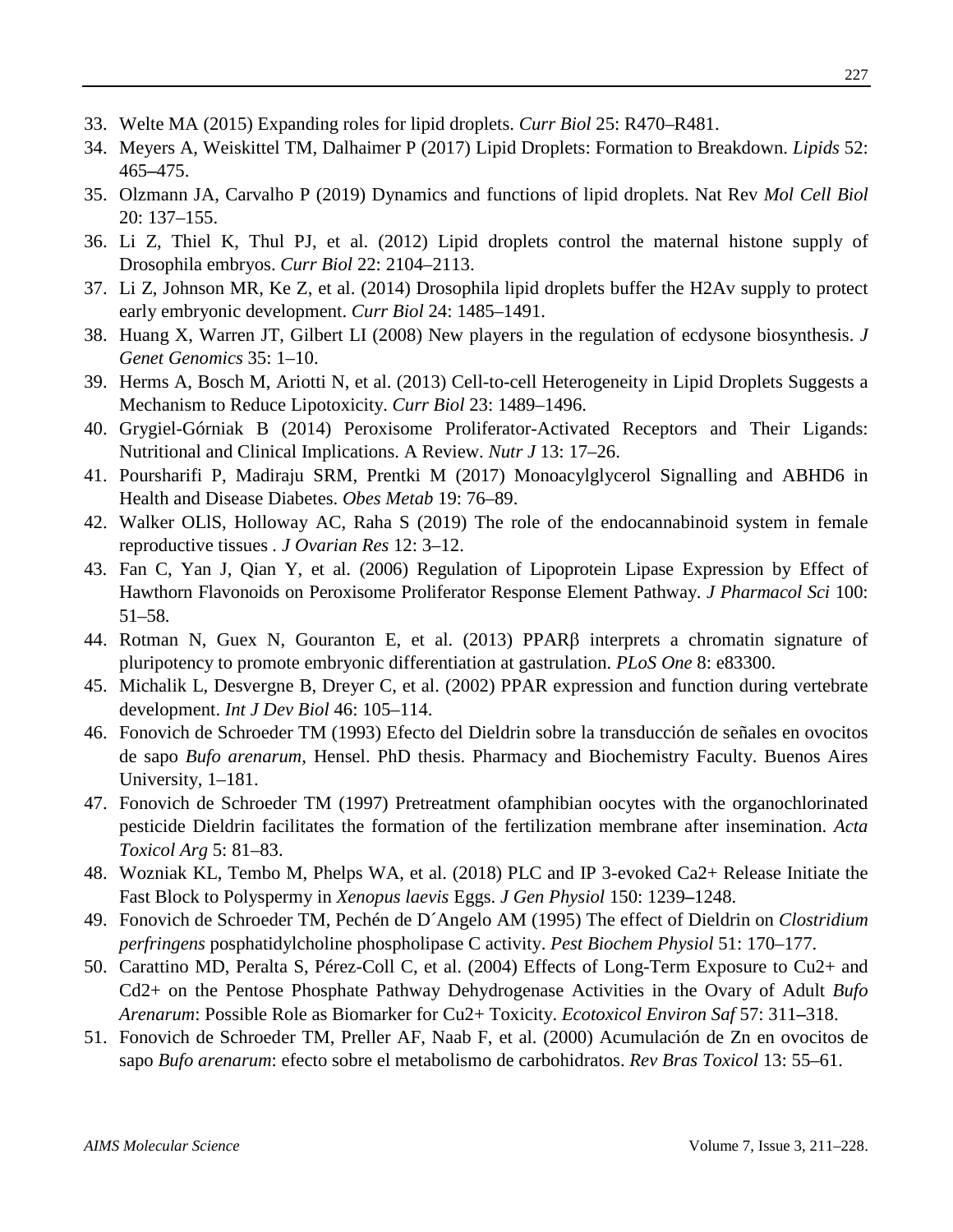33. Welte MA (2015) Expanding roles for lipid droplets. *Curr Biol* 25: R470–R481.
34. Meyers A, Weiskittel TM, Dalhaimer P (2017) Lipid Droplets: Formation to Breakdown. *Lipids* 52: 465–475.
35. Olzmann JA, Carvalho P (2019) Dynamics and functions of lipid droplets. Nat Rev *Mol Cell Biol* 20: 137–155.
36. Li Z, Thiel K, Thul PJ, et al. (2012) Lipid droplets control the maternal histone supply of Drosophila embryos. *Curr Biol* 22: 2104–2113.
37. Li Z, Johnson MR, Ke Z, et al. (2014) Drosophila lipid droplets buffer the H2Av supply to protect early embryonic development. *Curr Biol* 24: 1485–1491.
38. Huang X, Warren JT, Gilbert LI (2008) New players in the regulation of ecdysone biosynthesis. *J Genet Genomics* 35: 1–10.
39. Herms A, Bosch M, Ariotti N, et al. (2013) Cell-to-cell Heterogeneity in Lipid Droplets Suggests a Mechanism to Reduce Lipotoxicity. *Curr Biol* 23: 1489–1496.
40. Grygiel-Górniak B (2014) Peroxisome Proliferator-Activated Receptors and Their Ligands: Nutritional and Clinical Implications. A Review. *Nutr J* 13: 17–26.
41. Poursharifi P, Madiraju SRM, Prentki M (2017) Monoacylglycerol Signalling and ABHD6 in Health and Disease Diabetes. *Obes Metab* 19: 76–89.
42. Walker OLlS, Holloway AC, Raha S (2019) The role of the endocannabinoid system in female reproductive tissues . *J Ovarian Res* 12: 3–12.
43. Fan C, Yan J, Qian Y, et al. (2006) Regulation of Lipoprotein Lipase Expression by Effect of Hawthorn Flavonoids on Peroxisome Proliferator Response Element Pathway. *J Pharmacol Sci* 100: 51–58.
44. Rotman N, Guex N, Gouranton E, et al. (2013) PPARβ interprets a chromatin signature of pluripotency to promote embryonic differentiation at gastrulation. *PLoS One* 8: e83300.
45. Michalik L, Desvergne B, Dreyer C, et al. (2002) PPAR expression and function during vertebrate development. *Int J Dev Biol* 46: 105–114.
46. Fonovich de Schroeder TM (1993) Efecto del Dieldrin sobre la transducción de señales en ovocitos de sapo *Bufo arenarum*, Hensel. PhD thesis. Pharmacy and Biochemistry Faculty. Buenos Aires University, 1–181.
47. Fonovich de Schroeder TM (1997) Pretreatment ofamphibian oocytes with the organochlorinated pesticide Dieldrin facilitates the formation of the fertilization membrane after insemination. *Acta Toxicol Arg* 5: 81–83.
48. Wozniak KL, Tembo M, Phelps WA, et al. (2018) PLC and IP 3-evoked Ca2+ Release Initiate the Fast Block to Polyspermy in *Xenopus laevis* Eggs. *J Gen Physiol* 150: 1239–1248.
49. Fonovich de Schroeder TM, Pechén de D´Angelo AM (1995) The effect of Dieldrin on *Clostridium perfringens* posphatidylcholine phospholipase C activity. *Pest Biochem Physiol* 51: 170–177.
50. Carattino MD, Peralta S, Pérez-Coll C, et al. (2004) Effects of Long-Term Exposure to Cu2+ and Cd2+ on the Pentose Phosphate Pathway Dehydrogenase Activities in the Ovary of Adult *Bufo Arenarum*: Possible Role as Biomarker for Cu2+ Toxicity. *Ecotoxicol Environ Saf* 57: 311–318.
51. Fonovich de Schroeder TM, Preller AF, Naab F, et al. (2000) Acumulación de Zn en ovocitos de sapo *Bufo arenarum*: efecto sobre el metabolismo de carbohidratos. *Rev Bras Toxicol* 13: 55–61.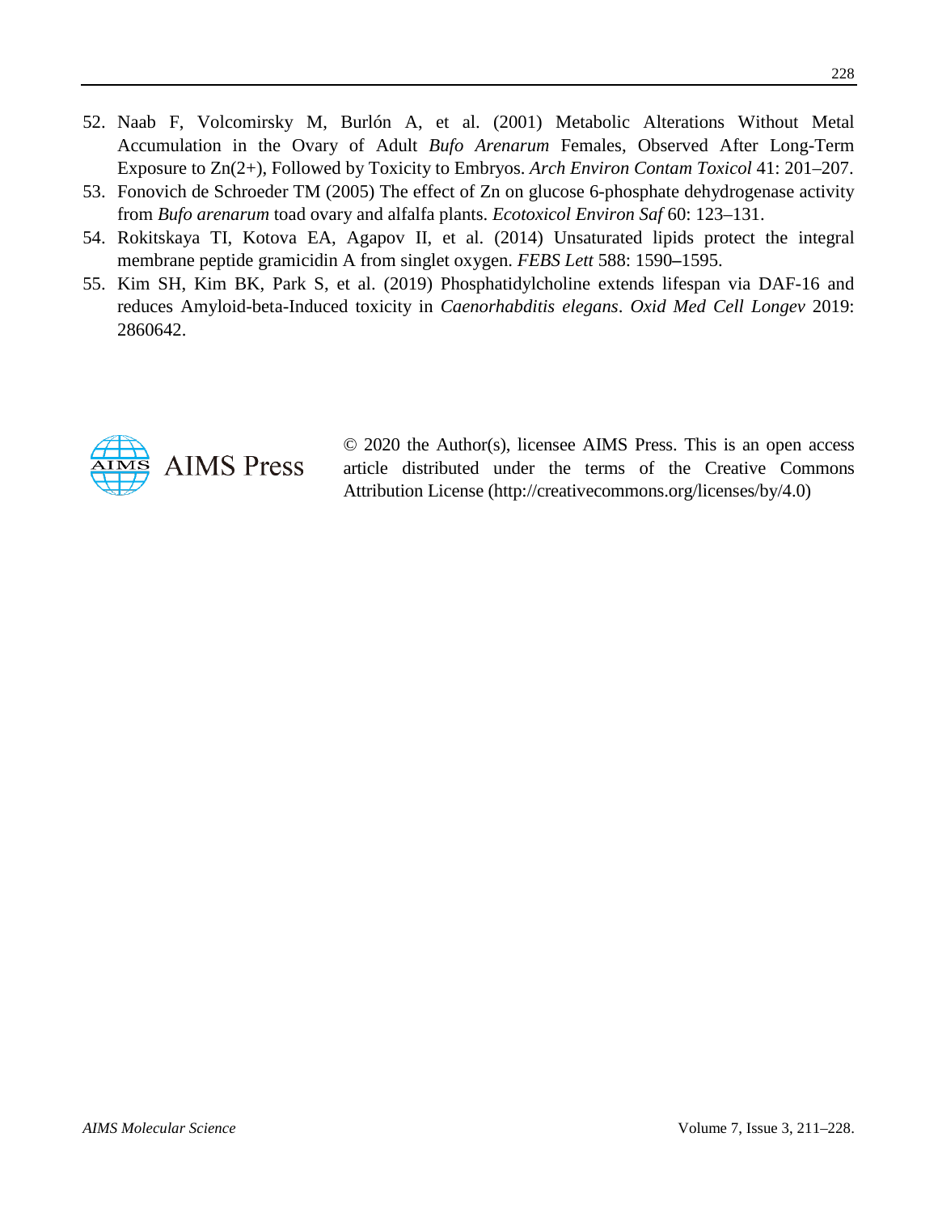52. Naab F, Volcomirsky M, Burlón A, et al. (2001) Metabolic Alterations Without Metal Accumulation in the Ovary of Adult *Bufo Arenarum* Females, Observed After Long-Term Exposure to Zn(2+), Followed by Toxicity to Embryos. *Arch Environ Contam Toxicol* 41: 201–207.
53. Fonovich de Schroeder TM (2005) The effect of Zn on glucose 6-phosphate dehydrogenase activity from *Bufo arenarum* toad ovary and alfalfa plants. *Ecotoxicol Environ Saf* 60: 123–131.
54. Rokitskaya TI, Kotova EA, Agapov II, et al. (2014) Unsaturated lipids protect the integral membrane peptide gramicidin A from singlet oxygen. *FEBS Lett* 588: 1590–1595.
55. Kim SH, Kim BK, Park S, et al. (2019) Phosphatidylcholine extends lifespan via DAF-16 and reduces Amyloid-beta-Induced toxicity in *Caenorhabditis elegans*. *Oxid Med Cell Longev* 2019: 2860642.

AIMS Press

© 2020 the Author(s), licensee AIMS Press. This is an open access article distributed under the terms of the Creative Commons Attribution License (http://creativecommons.org/licenses/by/4.0)